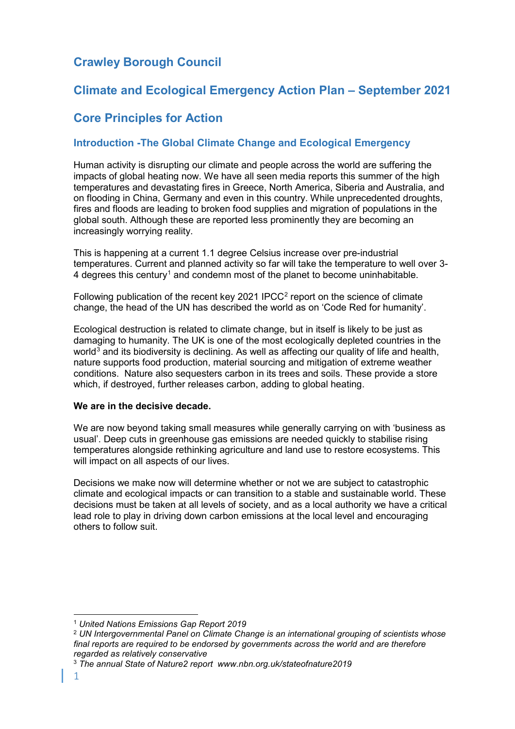# Crawley Borough Council

# Climate and Ecological Emergency Action Plan – September 2021

## Core Principles for Action

### Introduction -The Global Climate Change and Ecological Emergency

Human activity is disrupting our climate and people across the world are suffering the impacts of global heating now. We have all seen media reports this summer of the high temperatures and devastating fires in Greece, North America, Siberia and Australia, and on flooding in China, Germany and even in this country. While unprecedented droughts, fires and floods are leading to broken food supplies and migration of populations in the global south. Although these are reported less prominently they are becoming an increasingly worrying reality.

This is happening at a current 1.1 degree Celsius increase over pre-industrial temperatures. Current and planned activity so far will take the temperature to well over 3-4 degrees this century[1] and condemn most of the planet to become uninhabitable.

Following publication of the recent key 2021 IPCC[2] report on the science of climate change, the head of the UN has described the world as on 'Code Red for humanity'.

Ecological destruction is related to climate change, but in itself is likely to be just as damaging to humanity. The UK is one of the most ecologically depleted countries in the world[3] and its biodiversity is declining. As well as affecting our quality of life and health, nature supports food production, material sourcing and mitigation of extreme weather conditions. Nature also sequesters carbon in its trees and soils. These provide a store which, if destroyed, further releases carbon, adding to global heating.

**We are in the decisive decade.**

We are now beyond taking small measures while generally carrying on with 'business as usual'. Deep cuts in greenhouse gas emissions are needed quickly to stabilise rising temperatures alongside rethinking agriculture and land use to restore ecosystems. This will impact on all aspects of our lives.

Decisions we make now will determine whether or not we are subject to catastrophic climate and ecological impacts or can transition to a stable and sustainable world. These decisions must be taken at all levels of society, and as a local authority we have a critical lead role to play in driving down carbon emissions at the local level and encouraging others to follow suit.

---

[1] *United Nations Emissions Gap Report 2019*

[2] *UN Intergovernmental Panel on Climate Change is an international grouping of scientists whose final reports are required to be endorsed by governments across the world and are therefore regarded as relatively conservative*

[3] *The annual State of Nature2 report www.nbn.org.uk/stateofnature2019*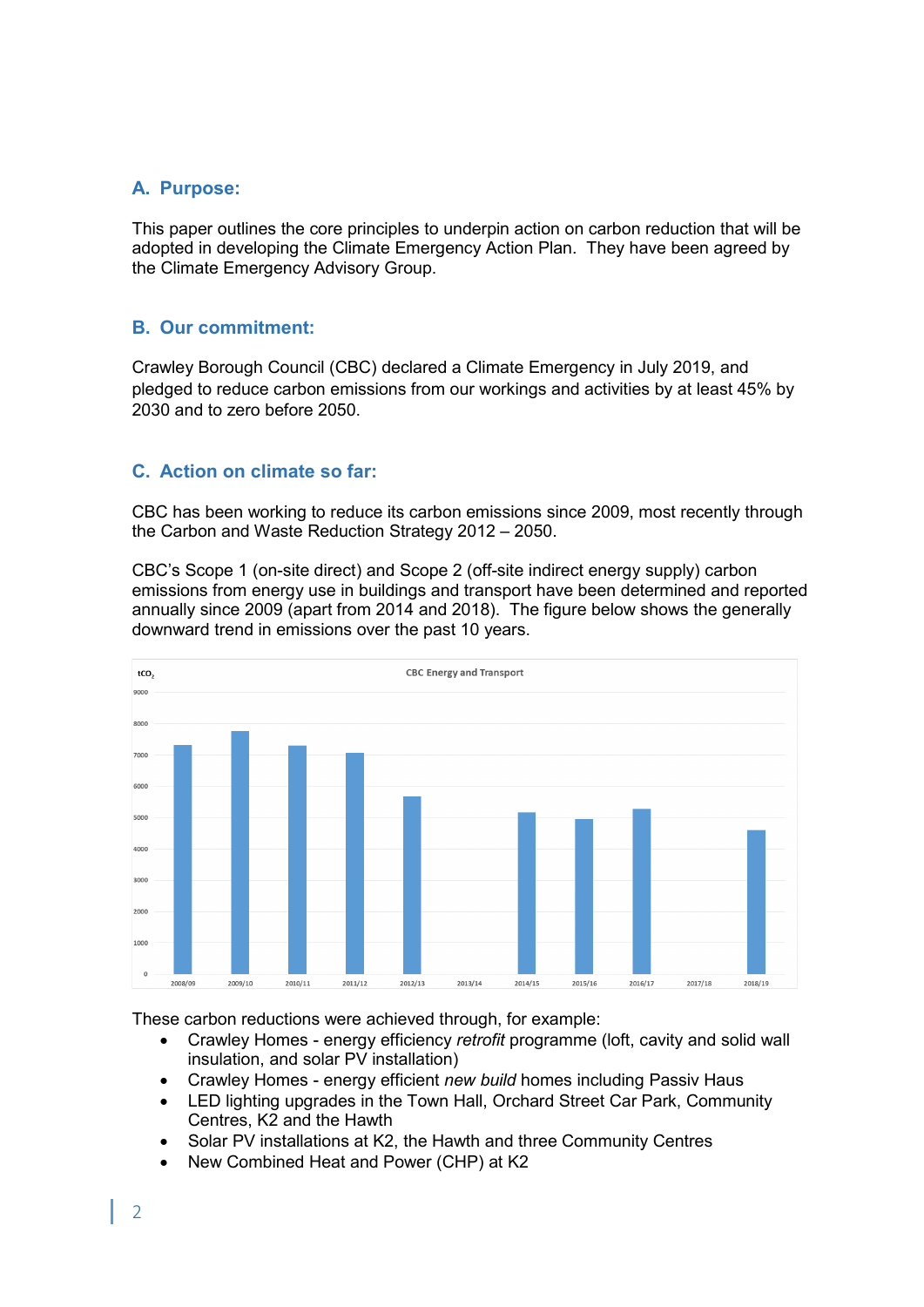## A. Purpose:

This paper outlines the core principles to underpin action on carbon reduction that will be adopted in developing the Climate Emergency Action Plan. They have been agreed by the Climate Emergency Advisory Group.

## B. Our commitment:

Crawley Borough Council (CBC) declared a Climate Emergency in July 2019, and pledged to reduce carbon emissions from our workings and activities by at least 45% by 2030 and to zero before 2050.

## C. Action on climate so far:

CBC has been working to reduce its carbon emissions since 2009, most recently through the Carbon and Waste Reduction Strategy 2012 – 2050.

CBC's Scope 1 (on-site direct) and Scope 2 (off-site indirect energy supply) carbon emissions from energy use in buildings and transport have been determined and reported annually since 2009 (apart from 2014 and 2018). The figure below shows the generally downward trend in emissions over the past 10 years.

These carbon reductions were achieved through, for example:

- Crawley Homes - energy efficiency *retrofit* programme (loft, cavity and solid wall insulation, and solar PV installation)
- Crawley Homes - energy efficient *new build* homes including Passiv Haus
- LED lighting upgrades in the Town Hall, Orchard Street Car Park, Community Centres, K2 and the Hawth
- Solar PV installations at K2, the Hawth and three Community Centres
- New Combined Heat and Power (CHP) at K2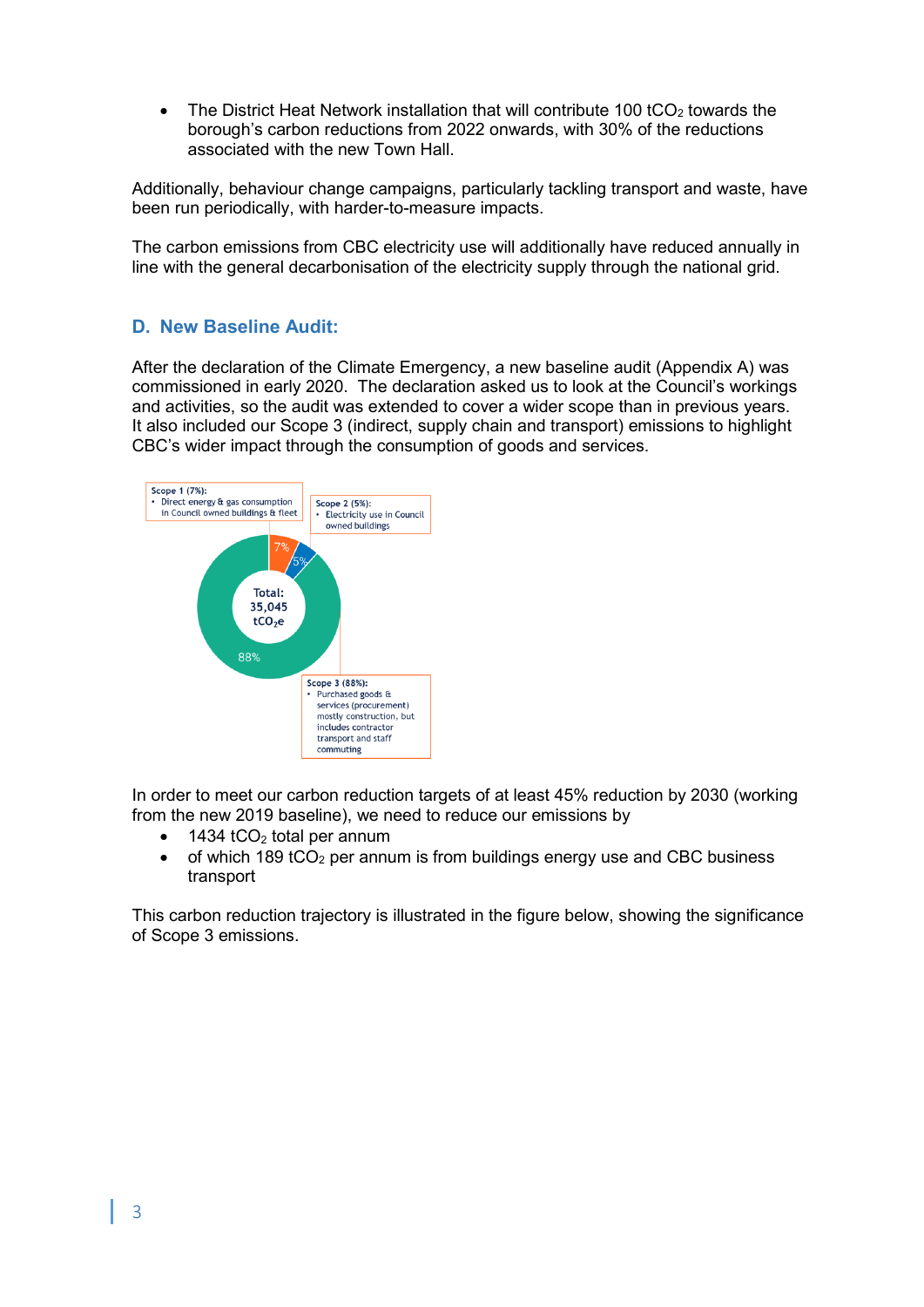- The District Heat Network installation that will contribute 100 $tCO_2$ towards the borough's carbon reductions from 2022 onwards, with 30% of the reductions associated with the new Town Hall.

Additionally, behaviour change campaigns, particularly tackling transport and waste, have been run periodically, with harder-to-measure impacts.

The carbon emissions from CBC electricity use will additionally have reduced annually in line with the general decarbonisation of the electricity supply through the national grid.

## D. New Baseline Audit:

After the declaration of the Climate Emergency, a new baseline audit (Appendix A) was commissioned in early 2020. The declaration asked us to look at the Council's workings and activities, so the audit was extended to cover a wider scope than in previous years. It also included our Scope 3 (indirect, supply chain and transport) emissions to highlight CBC's wider impact through the consumption of goods and services.

Scope 1 (7%):
- Direct energy & gas consumption in Council owned buildings & fleet

Scope 2 (5%):
- Electricity use in Council owned buildings

Total: 35,045 $tCO_2e$

Scope 3 (88%):
- Purchased goods & services (procurement) mostly construction, but includes contractor transport and staff commuting

In order to meet our carbon reduction targets of at least 45% reduction by 2030 (working from the new 2019 baseline), we need to reduce our emissions by

- 1434 $tCO_2$ total per annum
- of which 189 $tCO_2$ per annum is from buildings energy use and CBC business transport

This carbon reduction trajectory is illustrated in the figure below, showing the significance of Scope 3 emissions.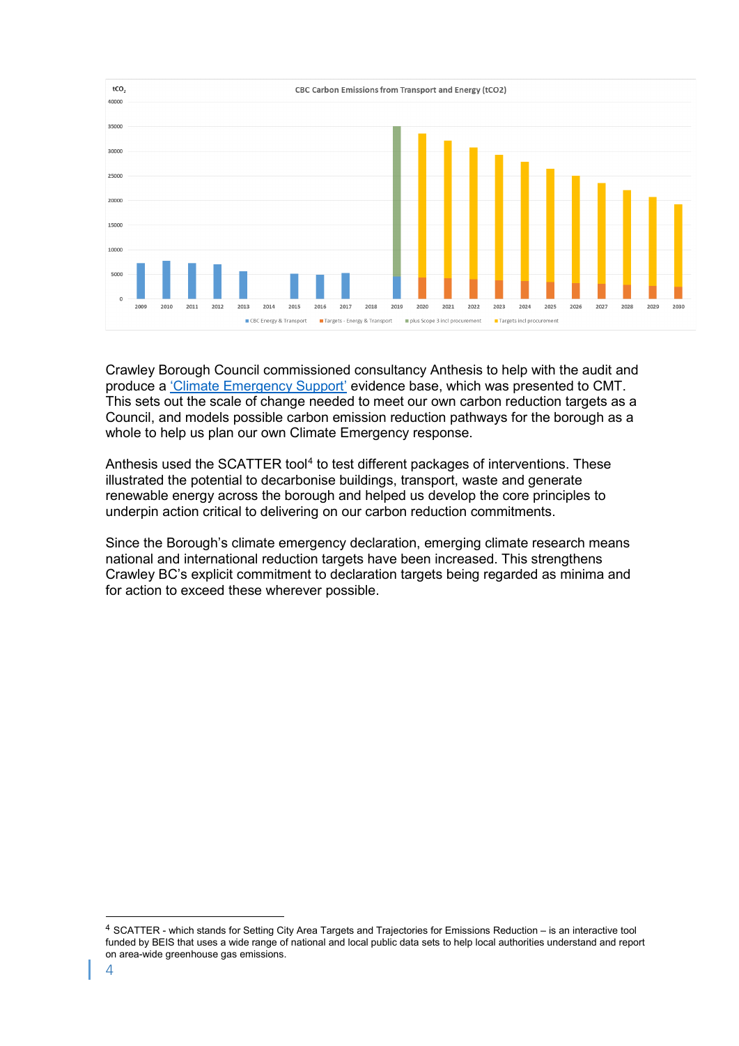Crawley Borough Council commissioned consultancy Anthesis to help with the audit and produce a 'Climate Emergency Support' evidence base, which was presented to CMT. This sets out the scale of change needed to meet our own carbon reduction targets as a Council, and models possible carbon emission reduction pathways for the borough as a whole to help us plan our own Climate Emergency response.

Anthesis used the SCATTER tool[4] to test different packages of interventions. These illustrated the potential to decarbonise buildings, transport, waste and generate renewable energy across the borough and helped us develop the core principles to underpin action critical to delivering on our carbon reduction commitments.

Since the Borough's climate emergency declaration, emerging climate research means national and international reduction targets have been increased. This strengthens Crawley BC's explicit commitment to declaration targets being regarded as minima and for action to exceed these wherever possible.

[4] SCATTER - which stands for Setting City Area Targets and Trajectories for Emissions Reduction – is an interactive tool funded by BEIS that uses a wide range of national and local public data sets to help local authorities understand and report on area-wide greenhouse gas emissions.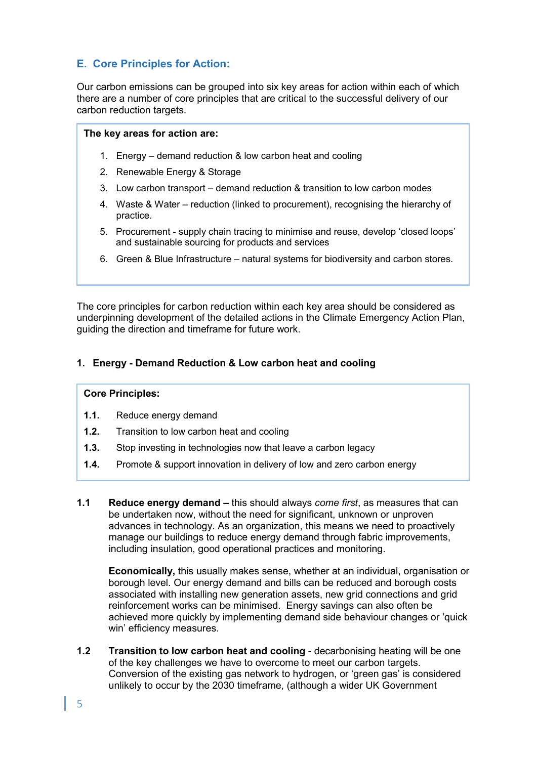## E. Core Principles for Action:

Our carbon emissions can be grouped into six key areas for action within each of which there are a number of core principles that are critical to the successful delivery of our carbon reduction targets.

**The key areas for action are:**

1. Energy – demand reduction & low carbon heat and cooling
2. Renewable Energy & Storage
3. Low carbon transport – demand reduction & transition to low carbon modes
4. Waste & Water – reduction (linked to procurement), recognising the hierarchy of practice.
5. Procurement - supply chain tracing to minimise and reuse, develop 'closed loops' and sustainable sourcing for products and services
6. Green & Blue Infrastructure – natural systems for biodiversity and carbon stores.

The core principles for carbon reduction within each key area should be considered as underpinning development of the detailed actions in the Climate Emergency Action Plan, guiding the direction and timeframe for future work.

### 1. Energy - Demand Reduction & Low carbon heat and cooling

**Core Principles:**

**1.1.** Reduce energy demand
**1.2.** Transition to low carbon heat and cooling
**1.3.** Stop investing in technologies now that leave a carbon legacy
**1.4.** Promote & support innovation in delivery of low and zero carbon energy

**1.1** **Reduce energy demand –** this should always *come first*, as measures that can be undertaken now, without the need for significant, unknown or unproven advances in technology. As an organization, this means we need to proactively manage our buildings to reduce energy demand through fabric improvements, including insulation, good operational practices and monitoring.

**Economically,** this usually makes sense, whether at an individual, organisation or borough level. Our energy demand and bills can be reduced and borough costs associated with installing new generation assets, new grid connections and grid reinforcement works can be minimised. Energy savings can also often be achieved more quickly by implementing demand side behaviour changes or 'quick win' efficiency measures.

**1.2** **Transition to low carbon heat and cooling** - decarbonising heating will be one of the key challenges we have to overcome to meet our carbon targets. Conversion of the existing gas network to hydrogen, or 'green gas' is considered unlikely to occur by the 2030 timeframe, (although a wider UK Government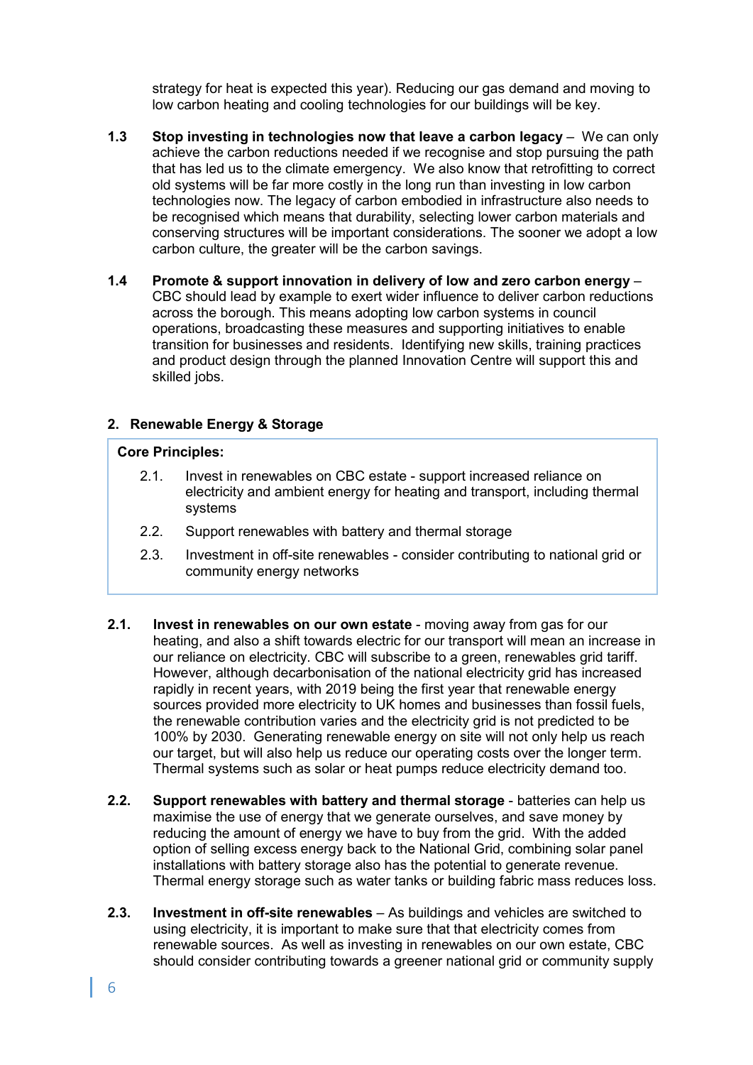strategy for heat is expected this year). Reducing our gas demand and moving to low carbon heating and cooling technologies for our buildings will be key.

**1.3 Stop investing in technologies now that leave a carbon legacy** – We can only achieve the carbon reductions needed if we recognise and stop pursuing the path that has led us to the climate emergency. We also know that retrofitting to correct old systems will be far more costly in the long run than investing in low carbon technologies now. The legacy of carbon embodied in infrastructure also needs to be recognised which means that durability, selecting lower carbon materials and conserving structures will be important considerations. The sooner we adopt a low carbon culture, the greater will be the carbon savings.

**1.4 Promote & support innovation in delivery of low and zero carbon energy** – CBC should lead by example to exert wider influence to deliver carbon reductions across the borough. This means adopting low carbon systems in council operations, broadcasting these measures and supporting initiatives to enable transition for businesses and residents. Identifying new skills, training practices and product design through the planned Innovation Centre will support this and skilled jobs.

## 2. Renewable Energy & Storage

**Core Principles:**

2.1. Invest in renewables on CBC estate - support increased reliance on electricity and ambient energy for heating and transport, including thermal systems

2.2. Support renewables with battery and thermal storage

2.3. Investment in off-site renewables - consider contributing to national grid or community energy networks

**2.1. Invest in renewables on our own estate** - moving away from gas for our heating, and also a shift towards electric for our transport will mean an increase in our reliance on electricity. CBC will subscribe to a green, renewables grid tariff. However, although decarbonisation of the national electricity grid has increased rapidly in recent years, with 2019 being the first year that renewable energy sources provided more electricity to UK homes and businesses than fossil fuels, the renewable contribution varies and the electricity grid is not predicted to be 100% by 2030. Generating renewable energy on site will not only help us reach our target, but will also help us reduce our operating costs over the longer term. Thermal systems such as solar or heat pumps reduce electricity demand too.

**2.2. Support renewables with battery and thermal storage** - batteries can help us maximise the use of energy that we generate ourselves, and save money by reducing the amount of energy we have to buy from the grid. With the added option of selling excess energy back to the National Grid, combining solar panel installations with battery storage also has the potential to generate revenue. Thermal energy storage such as water tanks or building fabric mass reduces loss.

**2.3. Investment in off-site renewables** – As buildings and vehicles are switched to using electricity, it is important to make sure that that electricity comes from renewable sources. As well as investing in renewables on our own estate, CBC should consider contributing towards a greener national grid or community supply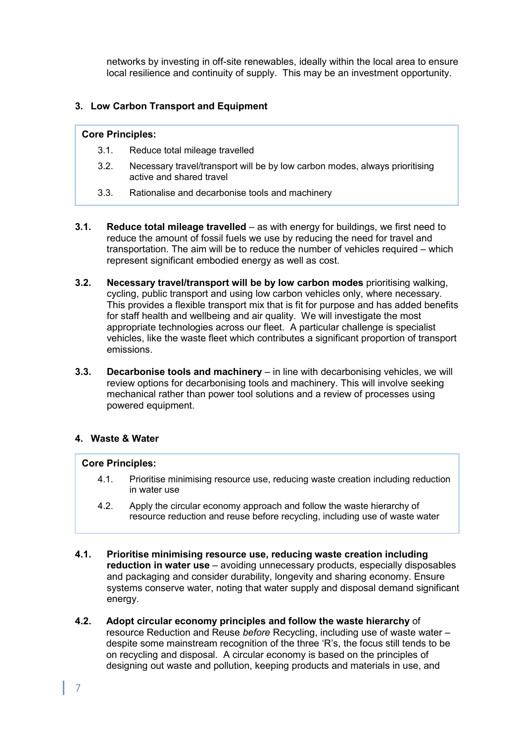networks by investing in off-site renewables, ideally within the local area to ensure local resilience and continuity of supply. This may be an investment opportunity.

## 3. Low Carbon Transport and Equipment

**Core Principles:**

3.1. Reduce total mileage travelled

3.2. Necessary travel/transport will be by low carbon modes, always prioritising active and shared travel

3.3. Rationalise and decarbonise tools and machinery

**3.1. Reduce total mileage travelled** – as with energy for buildings, we first need to reduce the amount of fossil fuels we use by reducing the need for travel and transportation. The aim will be to reduce the number of vehicles required – which represent significant embodied energy as well as cost.

**3.2. Necessary travel/transport will be by low carbon modes** prioritising walking, cycling, public transport and using low carbon vehicles only, where necessary. This provides a flexible transport mix that is fit for purpose and has added benefits for staff health and wellbeing and air quality. We will investigate the most appropriate technologies across our fleet. A particular challenge is specialist vehicles, like the waste fleet which contributes a significant proportion of transport emissions.

**3.3. Decarbonise tools and machinery** – in line with decarbonising vehicles, we will review options for decarbonising tools and machinery. This will involve seeking mechanical rather than power tool solutions and a review of processes using powered equipment.

## 4. Waste & Water

**Core Principles:**

4.1. Prioritise minimising resource use, reducing waste creation including reduction in water use

4.2. Apply the circular economy approach and follow the waste hierarchy of resource reduction and reuse before recycling, including use of waste water

**4.1. Prioritise minimising resource use, reducing waste creation including reduction in water use** – avoiding unnecessary products, especially disposables and packaging and consider durability, longevity and sharing economy. Ensure systems conserve water, noting that water supply and disposal demand significant energy.

**4.2. Adopt circular economy principles and follow the waste hierarchy** of resource Reduction and Reuse *before* Recycling, including use of waste water – despite some mainstream recognition of the three 'R's, the focus still tends to be on recycling and disposal. A circular economy is based on the principles of designing out waste and pollution, keeping products and materials in use, and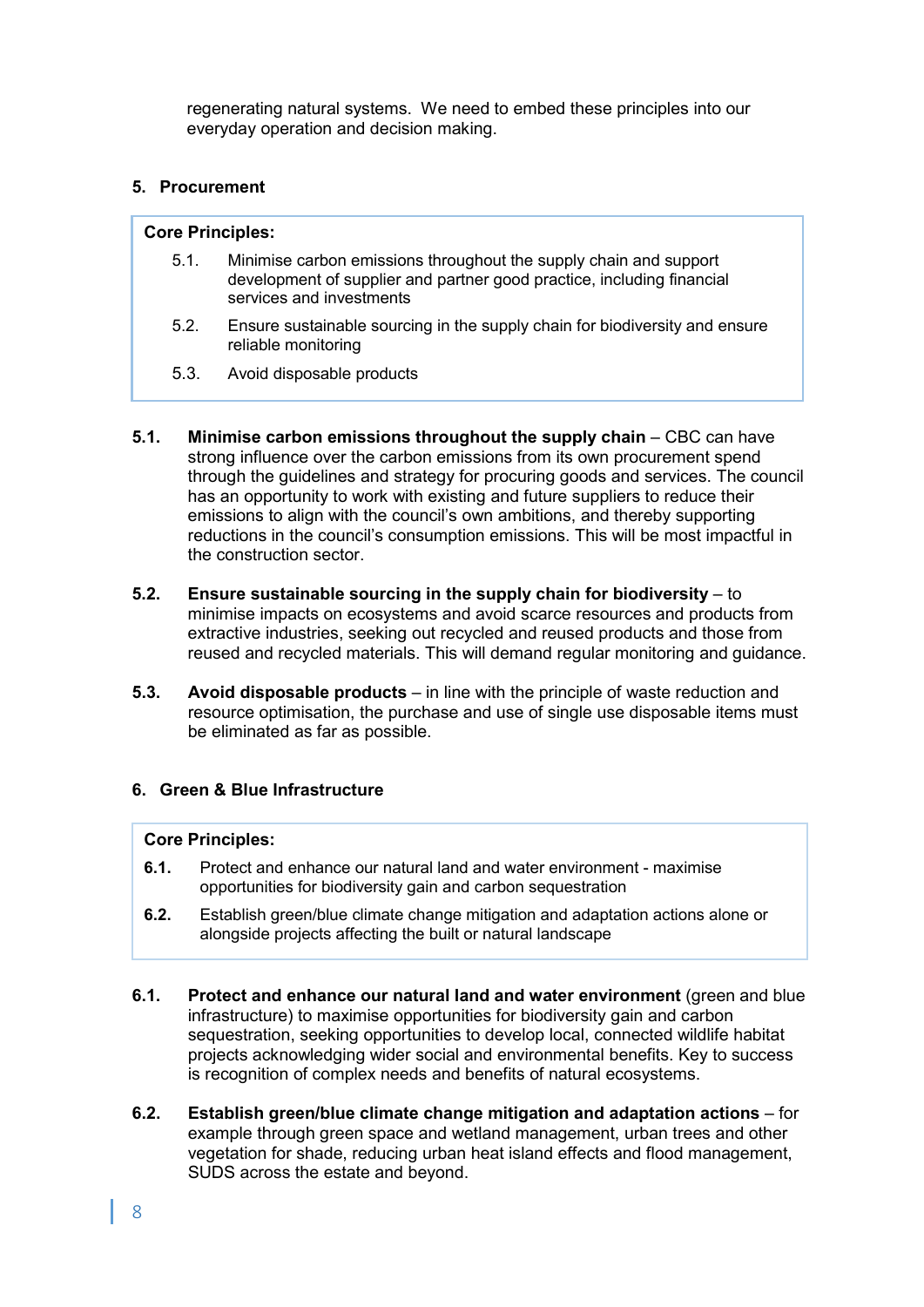regenerating natural systems.  We need to embed these principles into our everyday operation and decision making.

## 5. Procurement

**Core Principles:**

5.1. Minimise carbon emissions throughout the supply chain and support development of supplier and partner good practice, including financial services and investments

5.2. Ensure sustainable sourcing in the supply chain for biodiversity and ensure reliable monitoring

5.3. Avoid disposable products

**5.1. Minimise carbon emissions throughout the supply chain** – CBC can have strong influence over the carbon emissions from its own procurement spend through the guidelines and strategy for procuring goods and services. The council has an opportunity to work with existing and future suppliers to reduce their emissions to align with the council's own ambitions, and thereby supporting reductions in the council's consumption emissions. This will be most impactful in the construction sector.

**5.2. Ensure sustainable sourcing in the supply chain for biodiversity** – to minimise impacts on ecosystems and avoid scarce resources and products from extractive industries, seeking out recycled and reused products and those from reused and recycled materials. This will demand regular monitoring and guidance.

**5.3. Avoid disposable products** – in line with the principle of waste reduction and resource optimisation, the purchase and use of single use disposable items must be eliminated as far as possible.

## 6. Green & Blue Infrastructure

**Core Principles:**

**6.1.** Protect and enhance our natural land and water environment - maximise opportunities for biodiversity gain and carbon sequestration

**6.2.** Establish green/blue climate change mitigation and adaptation actions alone or alongside projects affecting the built or natural landscape

**6.1. Protect and enhance our natural land and water environment** (green and blue infrastructure) to maximise opportunities for biodiversity gain and carbon sequestration, seeking opportunities to develop local, connected wildlife habitat projects acknowledging wider social and environmental benefits. Key to success is recognition of complex needs and benefits of natural ecosystems.

**6.2. Establish green/blue climate change mitigation and adaptation actions** – for example through green space and wetland management, urban trees and other vegetation for shade, reducing urban heat island effects and flood management, SUDS across the estate and beyond.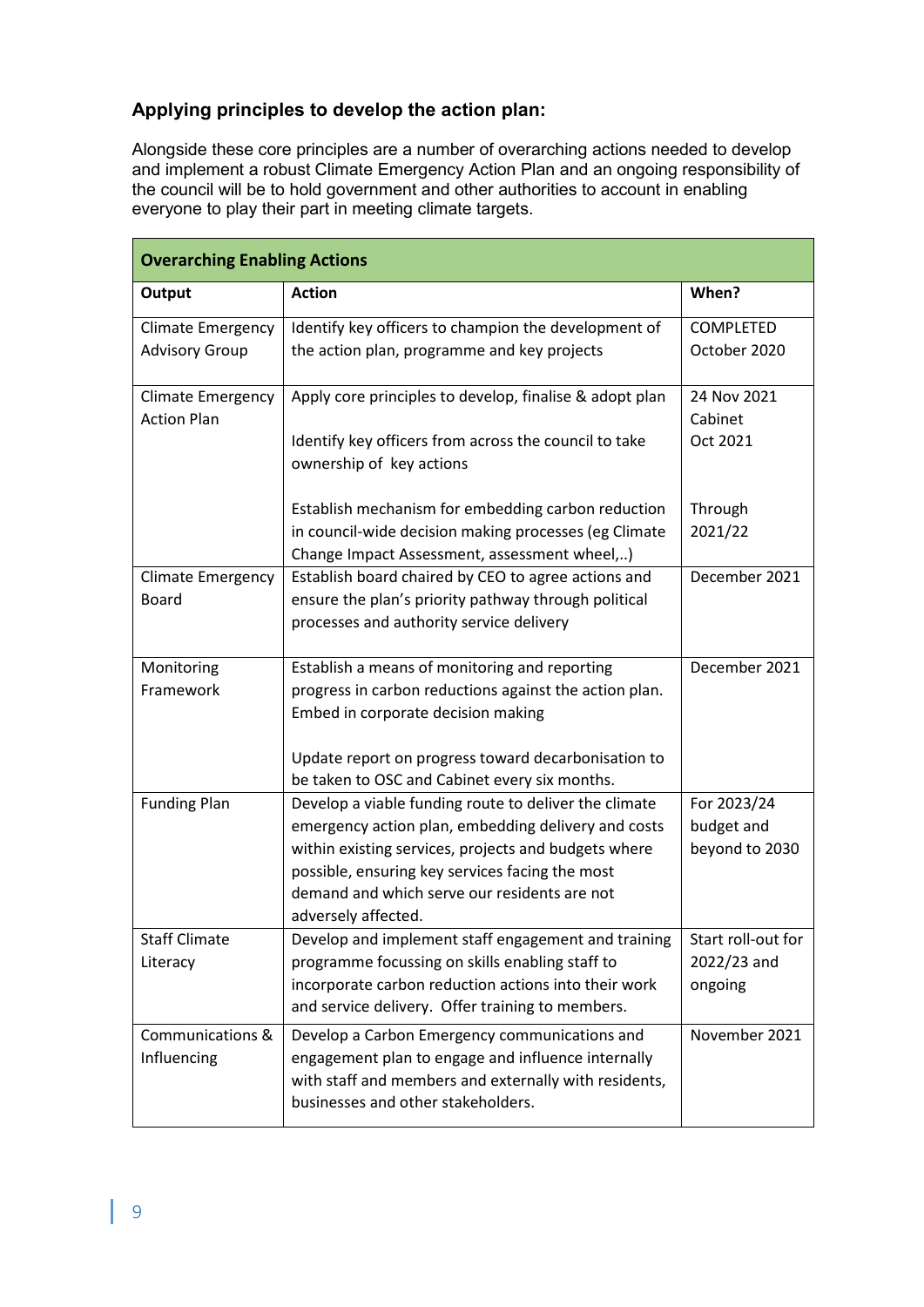### Applying principles to develop the action plan:

Alongside these core principles are a number of overarching actions needed to develop and implement a robust Climate Emergency Action Plan and an ongoing responsibility of the council will be to hold government and other authorities to account in enabling everyone to play their part in meeting climate targets.

| **Overarching Enabling Actions** | | |
|---|---|---|
| **Output** | **Action** | **When?** |
| Climate Emergency Advisory Group | Identify key officers to champion the development of the action plan, programme and key projects | COMPLETED October 2020 |
| Climate Emergency Action Plan | Apply core principles to develop, finalise & adopt plan<br><br>Identify key officers from across the council to take ownership of key actions<br><br>Establish mechanism for embedding carbon reduction in council-wide decision making processes (eg Climate Change Impact Assessment, assessment wheel,..) | 24 Nov 2021 Cabinet<br>Oct 2021<br><br>Through 2021/22 |
| Climate Emergency Board | Establish board chaired by CEO to agree actions and ensure the plan's priority pathway through political processes and authority service delivery | December 2021 |
| Monitoring Framework | Establish a means of monitoring and reporting progress in carbon reductions against the action plan. Embed in corporate decision making<br><br>Update report on progress toward decarbonisation to be taken to OSC and Cabinet every six months. | December 2021 |
| Funding Plan | Develop a viable funding route to deliver the climate emergency action plan, embedding delivery and costs within existing services, projects and budgets where possible, ensuring key services facing the most demand and which serve our residents are not adversely affected. | For 2023/24 budget and beyond to 2030 |
| Staff Climate Literacy | Develop and implement staff engagement and training programme focussing on skills enabling staff to incorporate carbon reduction actions into their work and service delivery. Offer training to members. | Start roll-out for 2022/23 and ongoing |
| Communications & Influencing | Develop a Carbon Emergency communications and engagement plan to engage and influence internally with staff and members and externally with residents, businesses and other stakeholders. | November 2021 |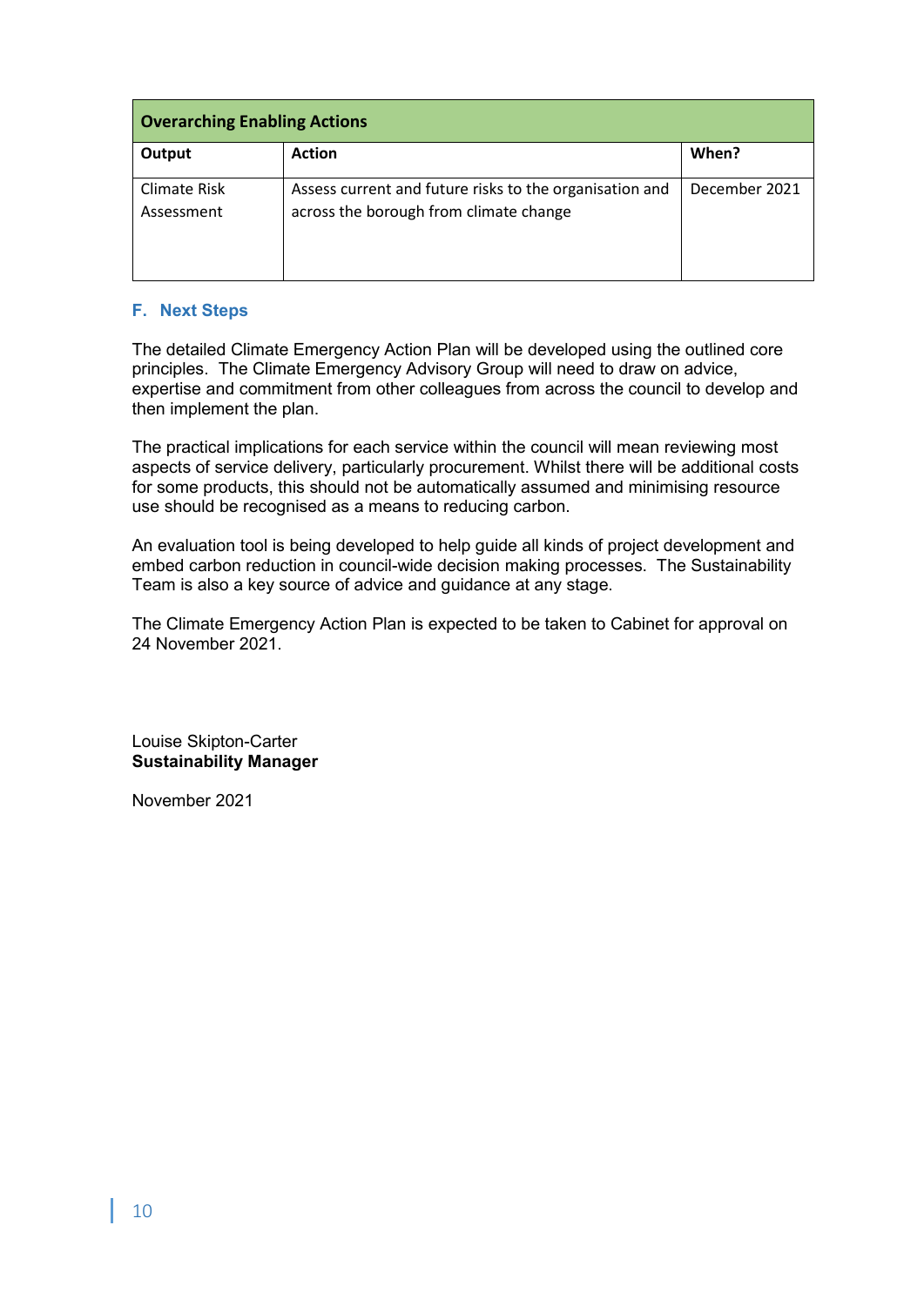| Overarching Enabling Actions | | |
|---|---|---|
| **Output** | **Action** | **When?** |
| Climate Risk Assessment | Assess current and future risks to the organisation and across the borough from climate change | December 2021 |

## F. Next Steps

The detailed Climate Emergency Action Plan will be developed using the outlined core principles. The Climate Emergency Advisory Group will need to draw on advice, expertise and commitment from other colleagues from across the council to develop and then implement the plan.

The practical implications for each service within the council will mean reviewing most aspects of service delivery, particularly procurement. Whilst there will be additional costs for some products, this should not be automatically assumed and minimising resource use should be recognised as a means to reducing carbon.

An evaluation tool is being developed to help guide all kinds of project development and embed carbon reduction in council-wide decision making processes. The Sustainability Team is also a key source of advice and guidance at any stage.

The Climate Emergency Action Plan is expected to be taken to Cabinet for approval on 24 November 2021.

Louise Skipton-Carter
**Sustainability Manager**

November 2021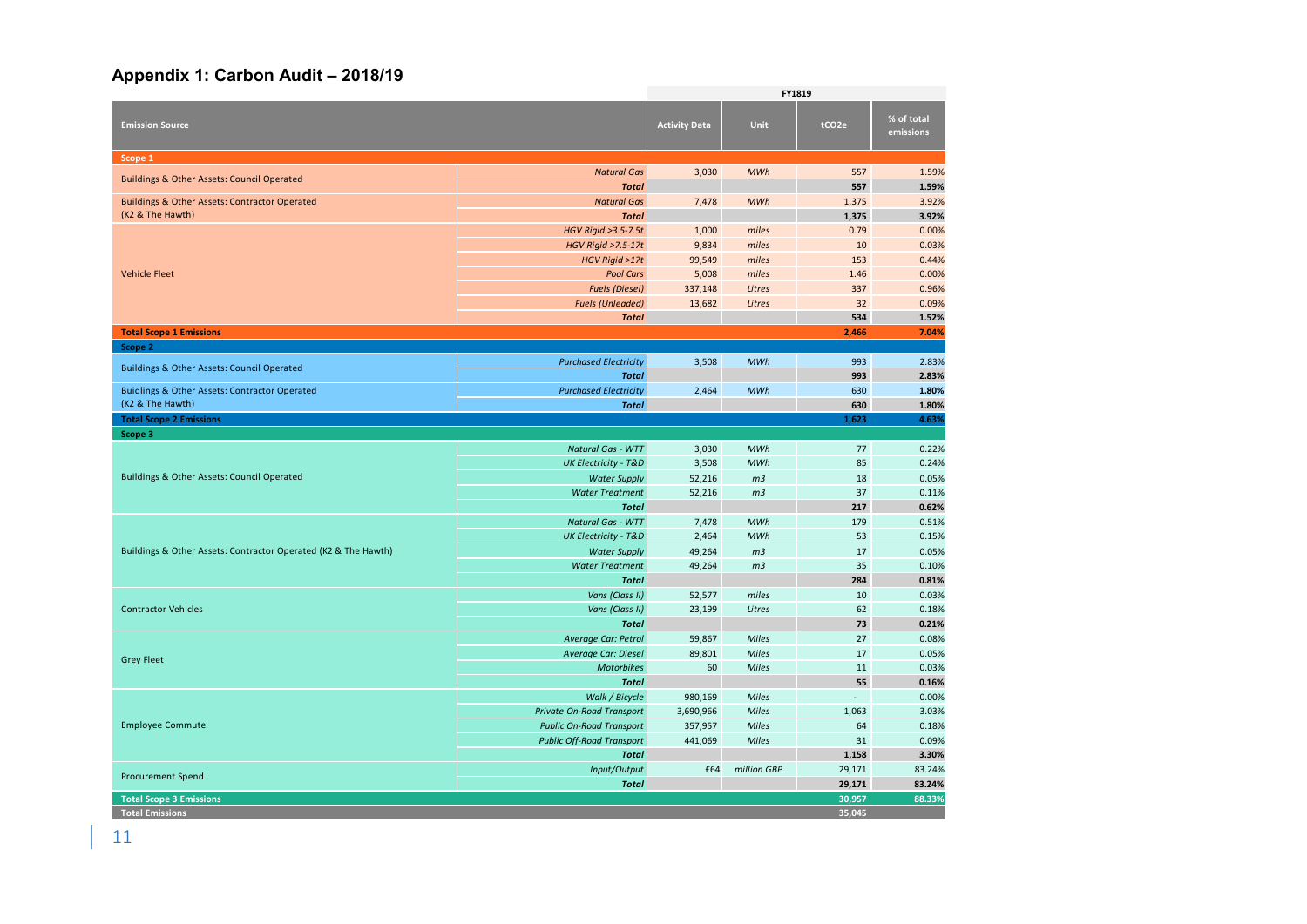## Appendix 1: Carbon Audit – 2018/19

| Emission Source | | FY1819 | | | |
|---|---|---|---|---|---|
| | | Activity Data | Unit | tCO2e | % of total emissions |
| **Scope 1** | | | | | |
| Buildings & Other Assets: Council Operated | *Natural Gas* | 3,030 | *MWh* | 557 | 1.59% |
| | ***Total*** | | | **557** | **1.59%** |
| Buildings & Other Assets: Contractor Operated (K2 & The Hawth) | *Natural Gas* | 7,478 | *MWh* | 1,375 | 3.92% |
| | ***Total*** | | | **1,375** | **3.92%** |
| Vehicle Fleet | *HGV Rigid >3.5-7.5t* | 1,000 | *miles* | 0.79 | 0.00% |
| | *HGV Rigid >7.5-17t* | 9,834 | *miles* | 10 | 0.03% |
| | *HGV Rigid >17t* | 99,549 | *miles* | 153 | 0.44% |
| | *Pool Cars* | 5,008 | *miles* | 1.46 | 0.00% |
| | *Fuels (Diesel)* | 337,148 | *Litres* | 337 | 0.96% |
| | *Fuels (Unleaded)* | 13,682 | *Litres* | 32 | 0.09% |
| | ***Total*** | | | **534** | **1.52%** |
| **Total Scope 1 Emissions** | | | | **2,466** | **7.04%** |
| **Scope 2** | | | | | |
| Buildings & Other Assets: Council Operated | *Purchased Electricity* | 3,508 | *MWh* | 993 | 2.83% |
| | ***Total*** | | | **993** | **2.83%** |
| Buidlings & Other Assets: Contractor Operated (K2 & The Hawth) | *Purchased Electricity* | 2,464 | *MWh* | 630 | 1.80% |
| | ***Total*** | | | **630** | **1.80%** |
| **Total Scope 2 Emissions** | | | | **1,623** | **4.63%** |
| **Scope 3** | | | | | |
| Buildings & Other Assets: Council Operated | *Natural Gas - WTT* | 3,030 | *MWh* | 77 | 0.22% |
| | *UK Electricity - T&D* | 3,508 | *MWh* | 85 | 0.24% |
| | *Water Supply* | 52,216 | *m3* | 18 | 0.05% |
| | *Water Treatment* | 52,216 | *m3* | 37 | 0.11% |
| | ***Total*** | | | **217** | **0.62%** |
| Buildings & Other Assets: Contractor Operated (K2 & The Hawth) | *Natural Gas - WTT* | 7,478 | *MWh* | 179 | 0.51% |
| | *UK Electricity - T&D* | 2,464 | *MWh* | 53 | 0.15% |
| | *Water Supply* | 49,264 | *m3* | 17 | 0.05% |
| | *Water Treatment* | 49,264 | *m3* | 35 | 0.10% |
| | ***Total*** | | | **284** | **0.81%** |
| Contractor Vehicles | *Vans (Class II)* | 52,577 | *miles* | 10 | 0.03% |
| | *Vans (Class II)* | 23,199 | *Litres* | 62 | 0.18% |
| | ***Total*** | | | **73** | **0.21%** |
| Grey Fleet | *Average Car: Petrol* | 59,867 | *Miles* | 27 | 0.08% |
| | *Average Car: Diesel* | 89,801 | *Miles* | 17 | 0.05% |
| | *Motorbikes* | 60 | *Miles* | 11 | 0.03% |
| | ***Total*** | | | **55** | **0.16%** |
| Employee Commute | *Walk / Bicycle* | 980,169 | *Miles* | - | 0.00% |
| | *Private On-Road Transport* | 3,690,966 | *Miles* | 1,063 | 3.03% |
| | *Public On-Road Transport* | 357,957 | *Miles* | 64 | 0.18% |
| | *Public Off-Road Transport* | 441,069 | *Miles* | 31 | 0.09% |
| | ***Total*** | | | **1,158** | **3.30%** |
| Procurement Spend | *Input/Output* | £64 | *million GBP* | 29,171 | 83.24% |
| | ***Total*** | | | **29,171** | **83.24%** |
| **Total Scope 3 Emissions** | | | | **30,957** | **88.33%** |
| **Total Emissions** | | | | **35,045** | |